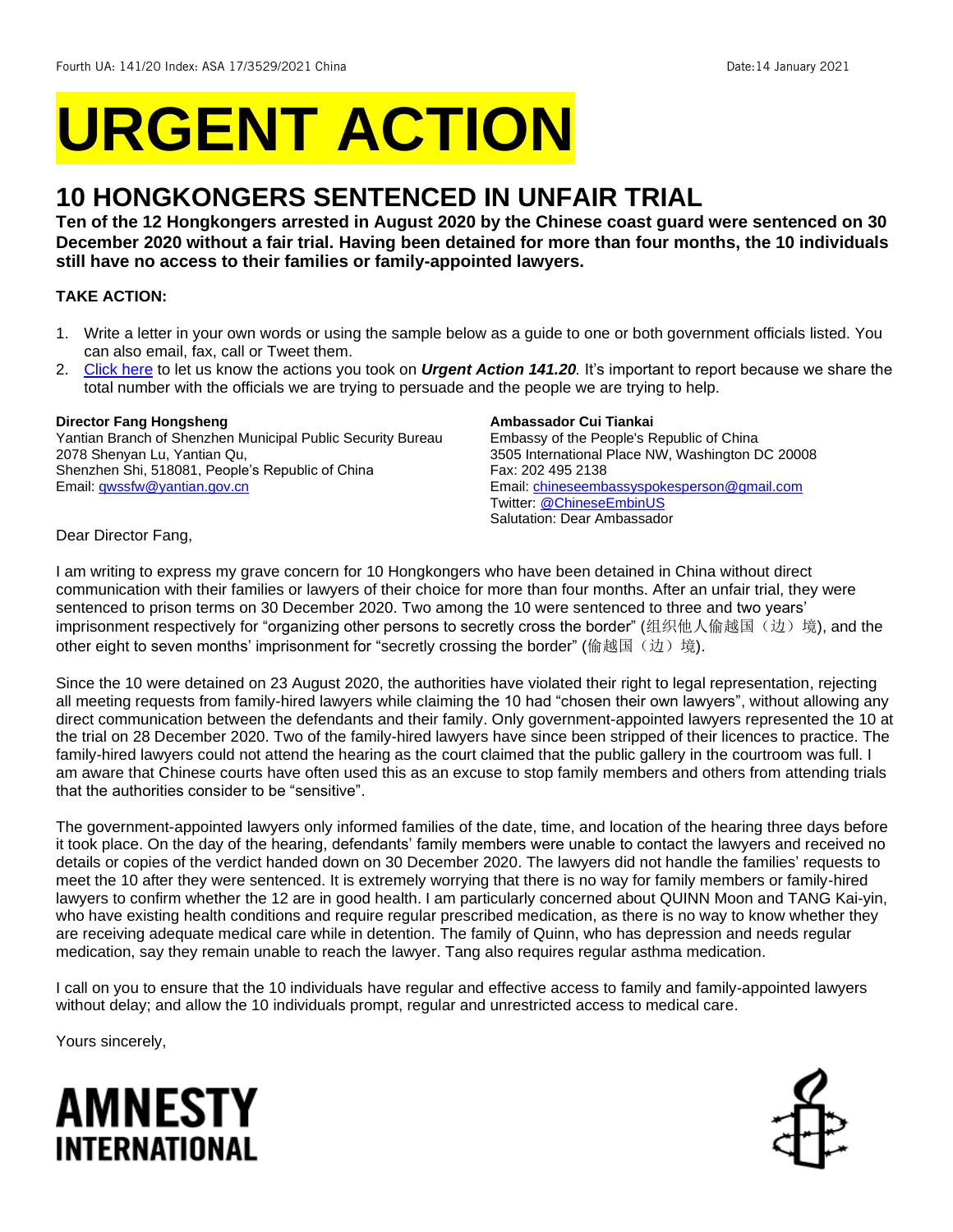Fourth UA: 141/20 Index: ASA 17/3529/2021 China Date:14 January 2021

# URGENT ACTION

## 10 HONGKONGERS SENTENCED IN UNFAIR TRIAL

**Ten of the 12 Hongkongers arrested in August 2020 by the Chinese coast guard were sentenced on 30 December 2020 without a fair trial. Having been detained for more than four months, the 10 individuals still have no access to their families or family-appointed lawyers.**

**TAKE ACTION:**

1. Write a letter in your own words or using the sample below as a guide to one or both government officials listed. You can also email, fax, call or Tweet them.
2. Click here to let us know the actions you took on ***Urgent Action 141.20.*** It's important to report because we share the total number with the officials we are trying to persuade and the people we are trying to help.

**Director Fang Hongsheng**
Yantian Branch of Shenzhen Municipal Public Security Bureau
2078 Shenyan Lu, Yantian Qu,
Shenzhen Shi, 518081, People's Republic of China
Email: qwssfw@yantian.gov.cn

**Ambassador Cui Tiankai**
Embassy of the People's Republic of China
3505 International Place NW, Washington DC 20008
Fax: 202 495 2138
Email: chineseembassyspokesperson@gmail.com
Twitter: @ChineseEmbinUS
Salutation: Dear Ambassador

Dear Director Fang,

I am writing to express my grave concern for 10 Hongkongers who have been detained in China without direct communication with their families or lawyers of their choice for more than four months. After an unfair trial, they were sentenced to prison terms on 30 December 2020. Two among the 10 were sentenced to three and two years' imprisonment respectively for "organizing other persons to secretly cross the border" (组织他人偷越国（边）境), and the other eight to seven months' imprisonment for "secretly crossing the border" (偷越国（边）境).

Since the 10 were detained on 23 August 2020, the authorities have violated their right to legal representation, rejecting all meeting requests from family-hired lawyers while claiming the 10 had "chosen their own lawyers", without allowing any direct communication between the defendants and their family. Only government-appointed lawyers represented the 10 at the trial on 28 December 2020. Two of the family-hired lawyers have since been stripped of their licences to practice. The family-hired lawyers could not attend the hearing as the court claimed that the public gallery in the courtroom was full. I am aware that Chinese courts have often used this as an excuse to stop family members and others from attending trials that the authorities consider to be "sensitive".

The government-appointed lawyers only informed families of the date, time, and location of the hearing three days before it took place. On the day of the hearing, defendants' family members were unable to contact the lawyers and received no details or copies of the verdict handed down on 30 December 2020. The lawyers did not handle the families' requests to meet the 10 after they were sentenced. It is extremely worrying that there is no way for family members or family-hired lawyers to confirm whether the 12 are in good health. I am particularly concerned about QUINN Moon and TANG Kai-yin, who have existing health conditions and require regular prescribed medication, as there is no way to know whether they are receiving adequate medical care while in detention. The family of Quinn, who has depression and needs regular medication, say they remain unable to reach the lawyer. Tang also requires regular asthma medication.

I call on you to ensure that the 10 individuals have regular and effective access to family and family-appointed lawyers without delay; and allow the 10 individuals prompt, regular and unrestricted access to medical care.

Yours sincerely,

**AMNESTY INTERNATIONAL**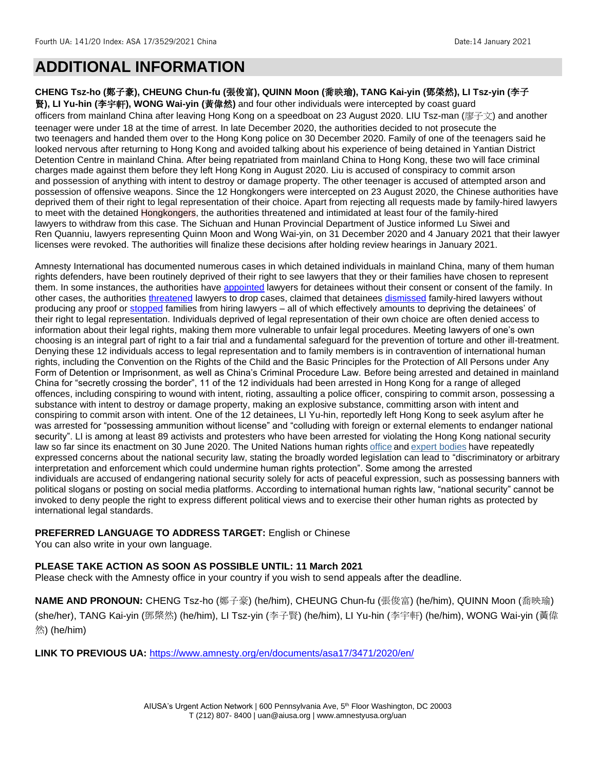# ADDITIONAL INFORMATION

**CHENG Tsz-ho (鄭子豪), CHEUNG Chun-fu (張俊富), QUINN Moon (喬映瑜), TANG Kai-yin (鄧棨然), LI Tsz-yin (李子賢), LI Yu-hin (李宇軒), WONG Wai-yin (黃偉然)** and four other individuals were intercepted by coast guard officers from mainland China after leaving Hong Kong on a speedboat on 23 August 2020. LIU Tsz-man (廖子文) and another teenager were under 18 at the time of arrest. In late December 2020, the authorities decided to not prosecute the two teenagers and handed them over to the Hong Kong police on 30 December 2020. Family of one of the teenagers said he looked nervous after returning to Hong Kong and avoided talking about his experience of being detained in Yantian District Detention Centre in mainland China. After being repatriated from mainland China to Hong Kong, these two will face criminal charges made against them before they left Hong Kong in August 2020. Liu is accused of conspiracy to commit arson and possession of anything with intent to destroy or damage property. The other teenager is accused of attempted arson and possession of offensive weapons. Since the 12 Hongkongers were intercepted on 23 August 2020, the Chinese authorities have deprived them of their right to legal representation of their choice. Apart from rejecting all requests made by family-hired lawyers to meet with the detained Hongkongers, the authorities threatened and intimidated at least four of the family-hired lawyers to withdraw from this case. The Sichuan and Hunan Provincial Department of Justice informed Lu Siwei and Ren Quanniu, lawyers representing Quinn Moon and Wong Wai-yin, on 31 December 2020 and 4 January 2021 that their lawyer licenses were revoked. The authorities will finalize these decisions after holding review hearings in January 2021.

Amnesty International has documented numerous cases in which detained individuals in mainland China, many of them human rights defenders, have been routinely deprived of their right to see lawyers that they or their families have chosen to represent them. In some instances, the authorities have appointed lawyers for detainees without their consent or consent of the family. In other cases, the authorities threatened lawyers to drop cases, claimed that detainees dismissed family-hired lawyers without producing any proof or stopped families from hiring lawyers – all of which effectively amounts to depriving the detainees' of their right to legal representation. Individuals deprived of legal representation of their own choice are often denied access to information about their legal rights, making them more vulnerable to unfair legal procedures. Meeting lawyers of one's own choosing is an integral part of right to a fair trial and a fundamental safeguard for the prevention of torture and other ill-treatment. Denying these 12 individuals access to legal representation and to family members is in contravention of international human rights, including the Convention on the Rights of the Child and the Basic Principles for the Protection of All Persons under Any Form of Detention or Imprisonment, as well as China's Criminal Procedure Law. Before being arrested and detained in mainland China for "secretly crossing the border", 11 of the 12 individuals had been arrested in Hong Kong for a range of alleged offences, including conspiring to wound with intent, rioting, assaulting a police officer, conspiring to commit arson, possessing a substance with intent to destroy or damage property, making an explosive substance, committing arson with intent and conspiring to commit arson with intent. One of the 12 detainees, LI Yu-hin, reportedly left Hong Kong to seek asylum after he was arrested for "possessing ammunition without license" and "colluding with foreign or external elements to endanger national security". LI is among at least 89 activists and protesters who have been arrested for violating the Hong Kong national security law so far since its enactment on 30 June 2020. The United Nations human rights office and expert bodies have repeatedly expressed concerns about the national security law, stating the broadly worded legislation can lead to "discriminatory or arbitrary interpretation and enforcement which could undermine human rights protection". Some among the arrested individuals are accused of endangering national security solely for acts of peaceful expression, such as possessing banners with political slogans or posting on social media platforms. According to international human rights law, "national security" cannot be invoked to deny people the right to express different political views and to exercise their other human rights as protected by international legal standards.

**PREFERRED LANGUAGE TO ADDRESS TARGET:** English or Chinese
You can also write in your own language.

**PLEASE TAKE ACTION AS SOON AS POSSIBLE UNTIL: 11 March 2021**
Please check with the Amnesty office in your country if you wish to send appeals after the deadline.

**NAME AND PRONOUN:** CHENG Tsz-ho (鄭子豪) (he/him), CHEUNG Chun-fu (張俊富) (he/him), QUINN Moon (喬映瑜) (she/her), TANG Kai-yin (鄧棨然) (he/him), LI Tsz-yin (李子賢) (he/him), LI Yu-hin (李宇軒) (he/him), WONG Wai-yin (黃偉然) (he/him)

**LINK TO PREVIOUS UA:** https://www.amnesty.org/en/documents/asa17/3471/2020/en/